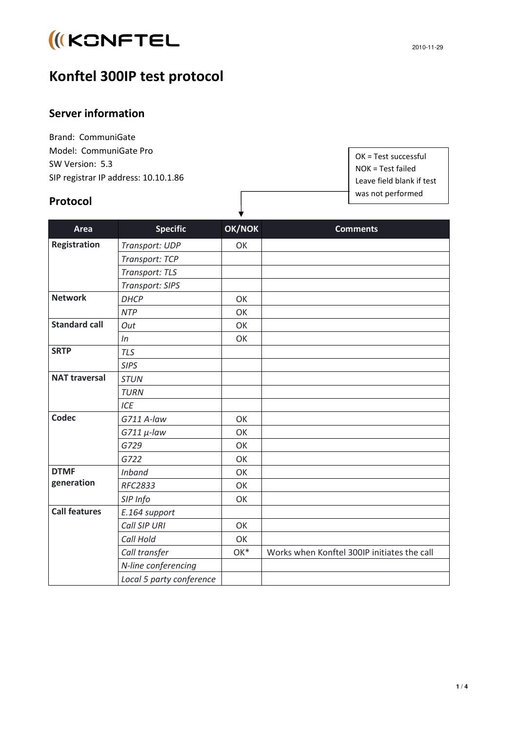KONFTEL

2010-11-29

# Konftel 300IP test protocol

## Server information

Brand: CommuniGate
Model: CommuniGate Pro
SW Version: 5.3
SIP registrar IP address: 10.10.1.86

OK = Test successful
NOK = Test failed
Leave field blank if test was not performed

## Protocol

| Area | Specific | OK/NOK | Comments |
|---|---|---|---|
| **Registration** | *Transport: UDP* | OK | |
| | *Transport: TCP* | | |
| | *Transport: TLS* | | |
| | *Transport: SIPS* | | |
| **Network** | *DHCP* | OK | |
| | *NTP* | OK | |
| **Standard call** | *Out* | OK | |
| | *In* | OK | |
| **SRTP** | *TLS* | | |
| | *SIPS* | | |
| **NAT traversal** | *STUN* | | |
| | *TURN* | | |
| | *ICE* | | |
| **Codec** | *G711 A-law* | OK | |
| | *G711 µ-law* | OK | |
| | *G729* | OK | |
| | *G722* | OK | |
| **DTMF generation** | *Inband* | OK | |
| | *RFC2833* | OK | |
| | *SIP Info* | OK | |
| **Call features** | *E.164 support* | | |
| | *Call SIP URI* | OK | |
| | *Call Hold* | OK | |
| | *Call transfer* | OK* | Works when Konftel 300IP initiates the call |
| | *N-line conferencing* | | |
| | *Local 5 party conference* | | |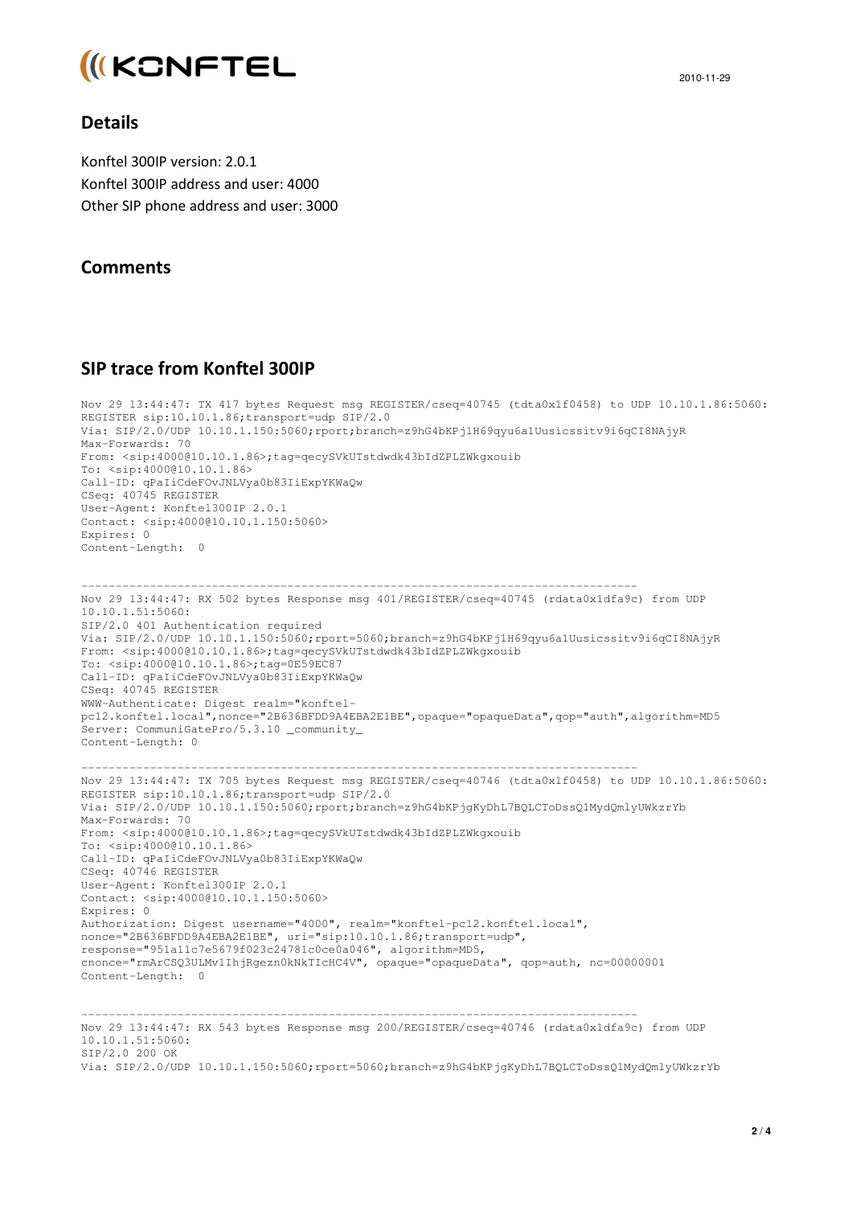## Details

Konftel 300IP version: 2.0.1
Konftel 300IP address and user: 4000
Other SIP phone address and user: 3000

## Comments

## SIP trace from Konftel 300IP

```
Nov 29 13:44:47: TX 417 bytes Request msg REGISTER/cseq=40745 (tdta0x1f0458) to UDP 10.10.1.86:5060:
REGISTER sip:10.10.1.86;transport=udp SIP/2.0
Via: SIP/2.0/UDP 10.10.1.150:5060;rport;branch=z9hG4bKPj1H69qyu6a1Uusicssitv9i6qCI8NAjyR
Max-Forwards: 70
From: <sip:4000@10.10.1.86>;tag=qecySVkUTstdwdk43bIdZPLZWkgxouib
To: <sip:4000@10.10.1.86>
Call-ID: qPaIiCdeFOvJNLVya0b83IiExpYKWaQw
CSeq: 40745 REGISTER
User-Agent: Konftel300IP 2.0.1
Contact: <sip:4000@10.10.1.150:5060>
Expires: 0
Content-Length:  0


--------------------------------------------------------------------------------
Nov 29 13:44:47: RX 502 bytes Response msg 401/REGISTER/cseq=40745 (rdata0x1dfa9c) from UDP
10.10.1.51:5060:
SIP/2.0 401 Authentication required
Via: SIP/2.0/UDP 10.10.1.150:5060;rport=5060;branch=z9hG4bKPj1H69qyu6a1Uusicssitv9i6qCI8NAjyR
From: <sip:4000@10.10.1.86>;tag=qecySVkUTstdwdk43bIdZPLZWkgxouib
To: <sip:4000@10.10.1.86>;tag=0E59EC87
Call-ID: qPaIiCdeFOvJNLVya0b83IiExpYKWaQw
CSeq: 40745 REGISTER
WWW-Authenticate: Digest realm="konftel-
pc12.konftel.local",nonce="2B636BFDD9A4EBA2E1BE",opaque="opaqueData",qop="auth",algorithm=MD5
Server: CommuniGatePro/5.3.10 _community_
Content-Length: 0
--------------------------------------------------------------------------------
Nov 29 13:44:47: TX 705 bytes Request msg REGISTER/cseq=40746 (tdta0x1f0458) to UDP 10.10.1.86:5060:
REGISTER sip:10.10.1.86;transport=udp SIP/2.0
Via: SIP/2.0/UDP 10.10.1.150:5060;rport;branch=z9hG4bKPjgKyDhL7BQLCToDssQ1MydQmlyUWkzrYb
Max-Forwards: 70
From: <sip:4000@10.10.1.86>;tag=qecySVkUTstdwdk43bIdZPLZWkgxouib
To: <sip:4000@10.10.1.86>
Call-ID: qPaIiCdeFOvJNLVya0b83IiExpYKWaQw
CSeq: 40746 REGISTER
User-Agent: Konftel300IP 2.0.1
Contact: <sip:4000@10.10.1.150:5060>
Expires: 0
Authorization: Digest username="4000", realm="konftel-pc12.konftel.local",
nonce="2B636BFDD9A4EBA2E1BE", uri="sip:10.10.1.86;transport=udp",
response="951a11c7e5679f023c24781c0ce0a046", algorithm=MD5,
cnonce="rmArCSQ3ULMv1IhjRgezn0kNkTIcHC4V", opaque="opaqueData", qop=auth, nc=00000001
Content-Length:  0


--------------------------------------------------------------------------------
Nov 29 13:44:47: RX 543 bytes Response msg 200/REGISTER/cseq=40746 (rdata0x1dfa9c) from UDP
10.10.1.51:5060:
SIP/2.0 200 OK
Via: SIP/2.0/UDP 10.10.1.150:5060;rport=5060;branch=z9hG4bKPjgKyDhL7BQLCToDssQ1MydQmlyUWkzrYb
```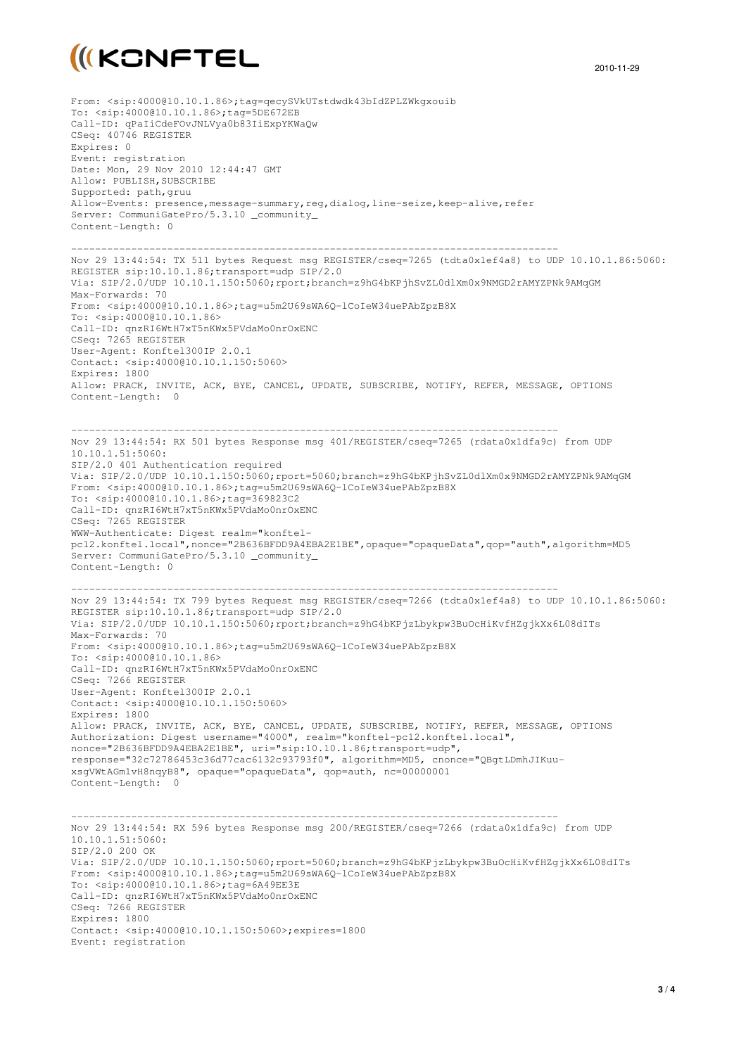```
From: <sip:4000@10.10.1.86>;tag=qecySVkUTstdwdk43bIdZPLZWkgxouib
To: <sip:4000@10.10.1.86>;tag=5DE672EB
Call-ID: qPaIiCdeFOvJNLVya0b83IiExpYKWaQw
CSeq: 40746 REGISTER
Expires: 0
Event: registration
Date: Mon, 29 Nov 2010 12:44:47 GMT
Allow: PUBLISH,SUBSCRIBE
Supported: path,gruu
Allow-Events: presence,message-summary,reg,dialog,line-seize,keep-alive,refer
Server: CommuniGatePro/5.3.10 _community_
Content-Length: 0

--------------------------------------------------------------------------------
Nov 29 13:44:54: TX 511 bytes Request msg REGISTER/cseq=7265 (tdta0x1ef4a8) to UDP 10.10.1.86:5060:
REGISTER sip:10.10.1.86;transport=udp SIP/2.0
Via: SIP/2.0/UDP 10.10.1.150:5060;rport;branch=z9hG4bKPjhSvZL0dlXm0x9NMGD2rAMYZPNk9AMqGM
Max-Forwards: 70
From: <sip:4000@10.10.1.86>;tag=u5m2U69sWA6Q-lCoIeW34uePAbZpzB8X
To: <sip:4000@10.10.1.86>
Call-ID: qnzRI6WtH7xT5nKWx5PVdaMo0nrOxENC
CSeq: 7265 REGISTER
User-Agent: Konftel300IP 2.0.1
Contact: <sip:4000@10.10.1.150:5060>
Expires: 1800
Allow: PRACK, INVITE, ACK, BYE, CANCEL, UPDATE, SUBSCRIBE, NOTIFY, REFER, MESSAGE, OPTIONS
Content-Length:  0


--------------------------------------------------------------------------------
Nov 29 13:44:54: RX 501 bytes Response msg 401/REGISTER/cseq=7265 (rdata0x1dfa9c) from UDP
10.10.1.51:5060:
SIP/2.0 401 Authentication required
Via: SIP/2.0/UDP 10.10.1.150:5060;rport=5060;branch=z9hG4bKPjhSvZL0dlXm0x9NMGD2rAMYZPNk9AMqGM
From: <sip:4000@10.10.1.86>;tag=u5m2U69sWA6Q-lCoIeW34uePAbZpzB8X
To: <sip:4000@10.10.1.86>;tag=369823C2
Call-ID: qnzRI6WtH7xT5nKWx5PVdaMo0nrOxENC
CSeq: 7265 REGISTER
WWW-Authenticate: Digest realm="konftel-
pc12.konftel.local",nonce="2B636BFDD9A4EBA2E1BE",opaque="opaqueData",qop="auth",algorithm=MD5
Server: CommuniGatePro/5.3.10 _community_
Content-Length: 0

--------------------------------------------------------------------------------
Nov 29 13:44:54: TX 799 bytes Request msg REGISTER/cseq=7266 (tdta0x1ef4a8) to UDP 10.10.1.86:5060:
REGISTER sip:10.10.1.86;transport=udp SIP/2.0
Via: SIP/2.0/UDP 10.10.1.150:5060;rport;branch=z9hG4bKPjzLbykpw3BuOcHiKvfHZgjkXx6L08dITs
Max-Forwards: 70
From: <sip:4000@10.10.1.86>;tag=u5m2U69sWA6Q-lCoIeW34uePAbZpzB8X
To: <sip:4000@10.10.1.86>
Call-ID: qnzRI6WtH7xT5nKWx5PVdaMo0nrOxENC
CSeq: 7266 REGISTER
User-Agent: Konftel300IP 2.0.1
Contact: <sip:4000@10.10.1.150:5060>
Expires: 1800
Allow: PRACK, INVITE, ACK, BYE, CANCEL, UPDATE, SUBSCRIBE, NOTIFY, REFER, MESSAGE, OPTIONS
Authorization: Digest username="4000", realm="konftel-pc12.konftel.local",
nonce="2B636BFDD9A4EBA2E1BE", uri="sip:10.10.1.86;transport=udp",
response="32c72786453c36d77cac6132c93793f0", algorithm=MD5, cnonce="QBgtLDmhJIKuu-
xsgVWtAGmlvH8nqyB8", opaque="opaqueData", qop=auth, nc=00000001
Content-Length:  0


--------------------------------------------------------------------------------
Nov 29 13:44:54: RX 596 bytes Response msg 200/REGISTER/cseq=7266 (rdata0x1dfa9c) from UDP
10.10.1.51:5060:
SIP/2.0 200 OK
Via: SIP/2.0/UDP 10.10.1.150:5060;rport=5060;branch=z9hG4bKPjzLbykpw3BuOcHiKvfHZgjkXx6L08dITs
From: <sip:4000@10.10.1.86>;tag=u5m2U69sWA6Q-lCoIeW34uePAbZpzB8X
To: <sip:4000@10.10.1.86>;tag=6A49EE3E
Call-ID: qnzRI6WtH7xT5nKWx5PVdaMo0nrOxENC
CSeq: 7266 REGISTER
Expires: 1800
Contact: <sip:4000@10.10.1.150:5060>;expires=1800
Event: registration
```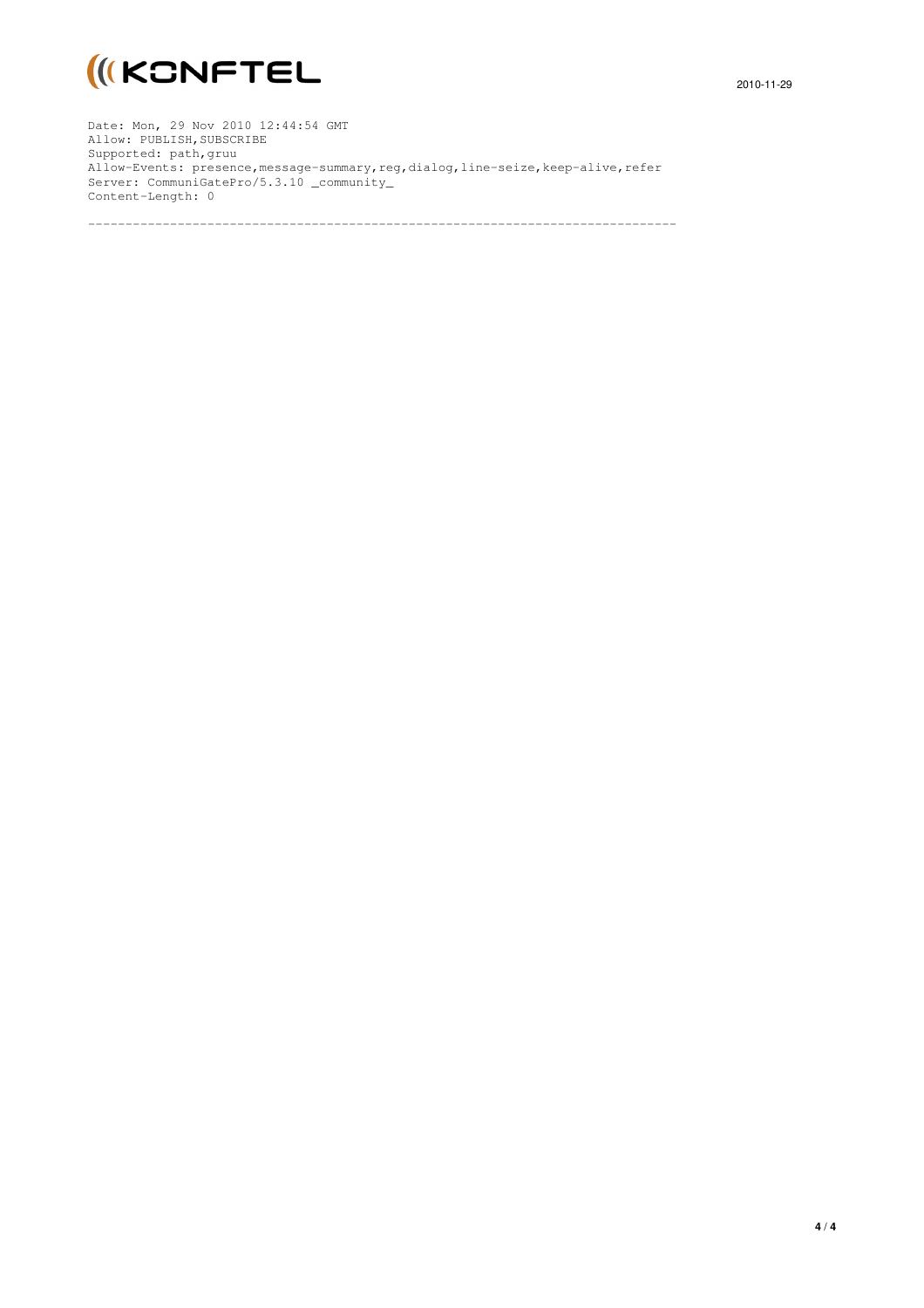```
Date: Mon, 29 Nov 2010 12:44:54 GMT
Allow: PUBLISH,SUBSCRIBE
Supported: path,gruu
Allow-Events: presence,message-summary,reg,dialog,line-seize,keep-alive,refer
Server: CommuniGatePro/5.3.10 _community_
Content-Length: 0

--------------------------------------------------------------------------------
```